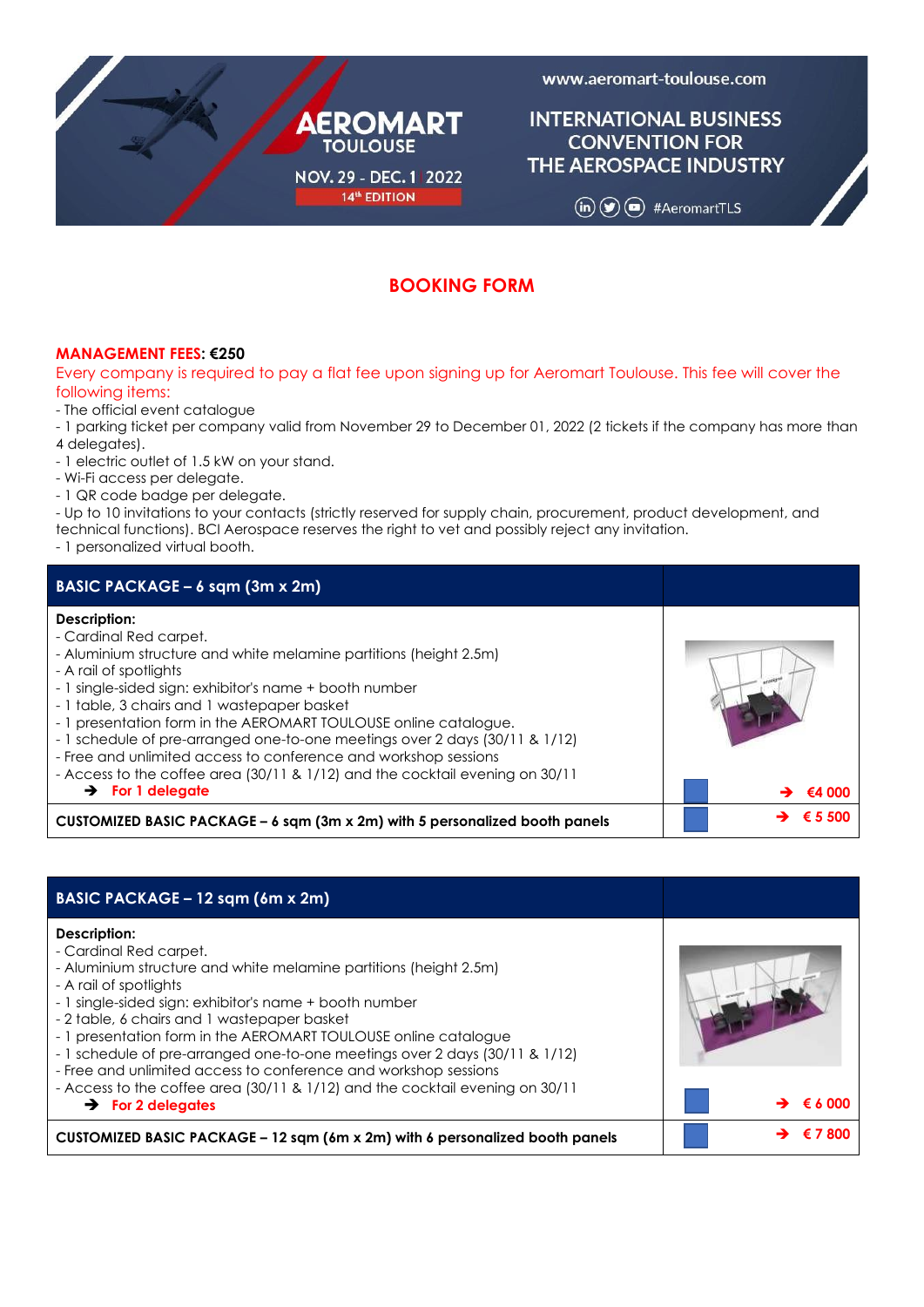www.aeromart-toulouse.com

AEROMART TOULOUSE

NOV. 29 - DEC. 1 2022

14th EDITION

INTERNATIONAL BUSINESS CONVENTION FOR THE AEROSPACE INDUSTRY

#AeromartTLS

# BOOKING FORM

**MANAGEMENT FEES: €250**

Every company is required to pay a flat fee upon signing up for Aeromart Toulouse. This fee will cover the following items:

- The official event catalogue
- 1 parking ticket per company valid from November 29 to December 01, 2022 (2 tickets if the company has more than 4 delegates).
- 1 electric outlet of 1.5 kW on your stand.
- Wi-Fi access per delegate.
- 1 QR code badge per delegate.
- Up to 10 invitations to your contacts (strictly reserved for supply chain, procurement, product development, and technical functions). BCI Aerospace reserves the right to vet and possibly reject any invitation.
- 1 personalized virtual booth.

| **BASIC PACKAGE – 6 sqm (3m x 2m)** | |
|---|---|
| **Description:**<br>- Cardinal Red carpet.<br>- Aluminium structure and white melamine partitions (height 2.5m)<br>- A rail of spotlights<br>- 1 single-sided sign: exhibitor's name + booth number<br>- 1 table, 3 chairs and 1 wastepaper basket<br>- 1 presentation form in the AEROMART TOULOUSE online catalogue.<br>- 1 schedule of pre-arranged one-to-one meetings over 2 days (30/11 & 1/12)<br>- Free and unlimited access to conference and workshop sessions<br>- Access to the coffee area (30/11 & 1/12) and the cocktail evening on 30/11<br>➔ **For 1 delegate** | ☐ ➔ **€4 000** |
| **CUSTOMIZED BASIC PACKAGE – 6 sqm (3m x 2m) with 5 personalized booth panels** | ☐ ➔ **€ 5 500** |

| **BASIC PACKAGE – 12 sqm (6m x 2m)** | |
|---|---|
| **Description:**<br>- Cardinal Red carpet.<br>- Aluminium structure and white melamine partitions (height 2.5m)<br>- A rail of spotlights<br>- 1 single-sided sign: exhibitor's name + booth number<br>- 2 table, 6 chairs and 1 wastepaper basket<br>- 1 presentation form in the AEROMART TOULOUSE online catalogue<br>- 1 schedule of pre-arranged one-to-one meetings over 2 days (30/11 & 1/12)<br>- Free and unlimited access to conference and workshop sessions<br>- Access to the coffee area (30/11 & 1/12) and the cocktail evening on 30/11<br>➔ **For 2 delegates** | ☐ ➔ **€ 6 000** |
| **CUSTOMIZED BASIC PACKAGE – 12 sqm (6m x 2m) with 6 personalized booth panels** | ☐ ➔ **€ 7 800** |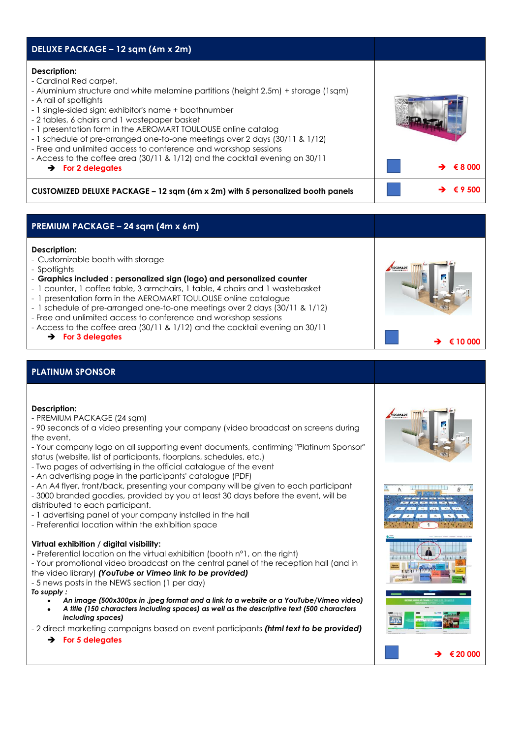## DELUXE PACKAGE – 12 sqm (6m x 2m)

**Description:**
- Cardinal Red carpet.
- Aluminium structure and white melamine partitions (height 2.5m) + storage (1sqm)
- A rail of spotlights
- 1 single-sided sign: exhibitor's name + boothnumber
- 2 tables, 6 chairs and 1 wastepaper basket
- 1 presentation form in the AEROMART TOULOUSE online catalog
- 1 schedule of pre-arranged one-to-one meetings over 2 days (30/11 & 1/12)
- Free and unlimited access to conference and workshop sessions
- Access to the coffee area (30/11 & 1/12) and the cocktail evening on 30/11

➔ **For 2 delegates**

➔ **€ 8 000**

**CUSTOMIZED DELUXE PACKAGE – 12 sqm (6m x 2m) with 5 personalized booth panels**

➔ **€ 9 500**

## PREMIUM PACKAGE – 24 sqm (4m x 6m)

**Description:**
- Customizable booth with storage
- Spotlights
- **Graphics included : personalized sign (logo) and personalized counter**
- 1 counter, 1 coffee table, 3 armchairs, 1 table, 4 chairs and 1 wastebasket
- 1 presentation form in the AEROMART TOULOUSE online catalogue
- 1 schedule of pre-arranged one-to-one meetings over 2 days (30/11 & 1/12)
- Free and unlimited access to conference and workshop sessions
- Access to the coffee area (30/11 & 1/12) and the cocktail evening on 30/11

➔ **For 3 delegates**

➔ **€ 10 000**

## PLATINUM SPONSOR

**Description:**
- PREMIUM PACKAGE (24 sqm)
- 90 seconds of a video presenting your company (video broadcast on screens during the event.
- Your company logo on all supporting event documents, confirming "Platinum Sponsor" status (website, list of participants, floorplans, schedules, etc.)
- Two pages of advertising in the official catalogue of the event
- An advertising page in the participants' catalogue (PDF)
- An A4 flyer, front/back, presenting your company will be given to each participant
- 3000 branded goodies, provided by you at least 30 days before the event, will be distributed to each participant.
- 1 advertising panel of your company installed in the hall
- Preferential location within the exhibition space

**Virtual exhibition / digital visibility:**
- Preferential location on the virtual exhibition (booth n°1, on the right)
- Your promotional video broadcast on the central panel of the reception hall (and in the video library) ***(YouTube or Vimeo link to be provided)***
- 5 news posts in the NEWS section (1 per day)

***To supply :***
- ***An image (500x300px in .jpeg format and a link to a website or a YouTube/Vimeo video)***
- ***A title (150 characters including spaces) as well as the descriptive text (500 characters including spaces)***

- 2 direct marketing campaigns based on event participants ***(html text to be provided)***

➔ **For 5 delegates**

➔ **€ 20 000**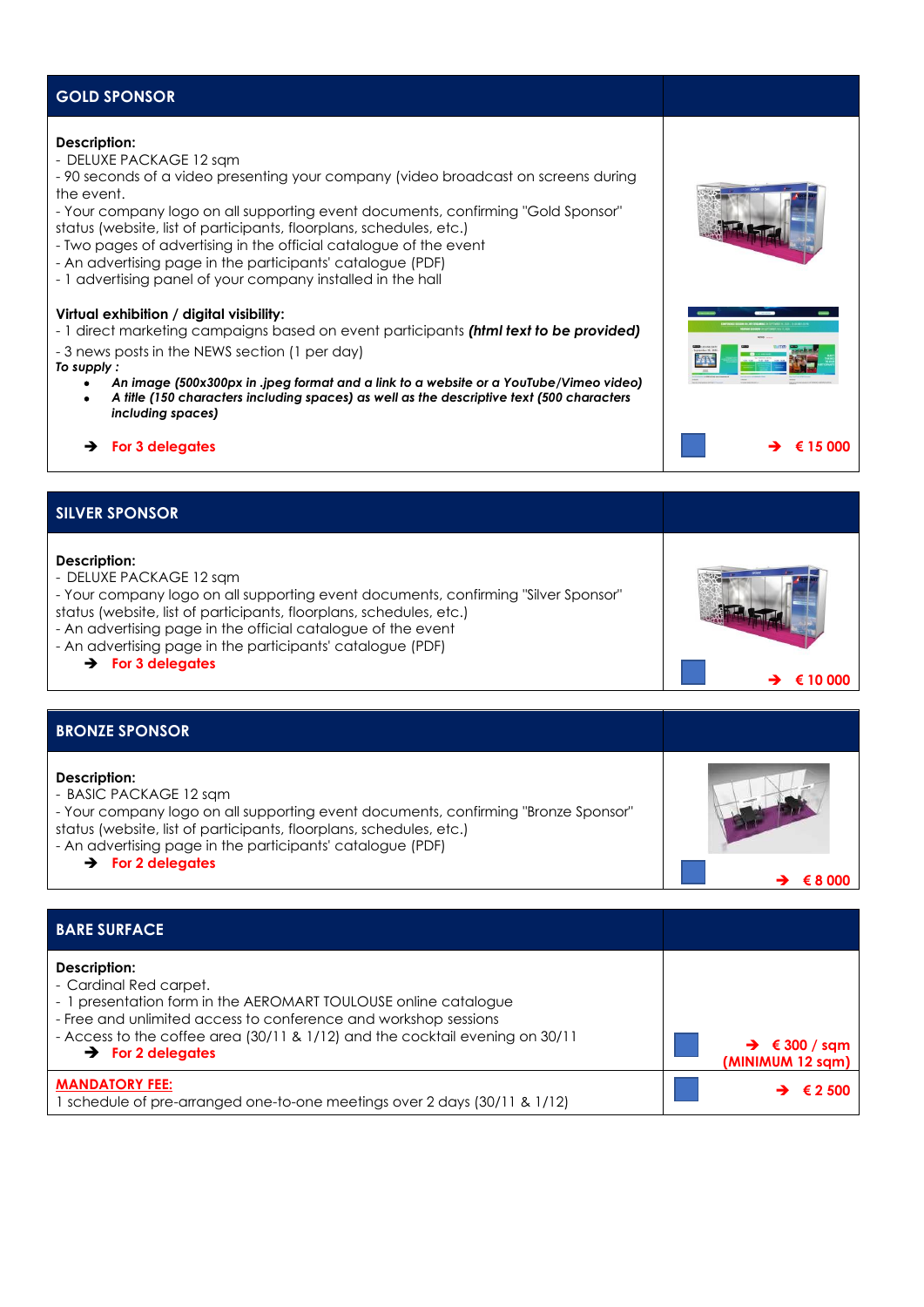## GOLD SPONSOR

**Description:**
- DELUXE PACKAGE 12 sqm
- 90 seconds of a video presenting your company (video broadcast on screens during the event.
- Your company logo on all supporting event documents, confirming "Gold Sponsor" status (website, list of participants, floorplans, schedules, etc.)
- Two pages of advertising in the official catalogue of the event
- An advertising page in the participants' catalogue (PDF)
- 1 advertising panel of your company installed in the hall

**Virtual exhibition / digital visibility:**
- 1 direct marketing campaigns based on event participants ***(html text to be provided)***
- 3 news posts in the NEWS section (1 per day)

***To supply :***

- ***An image (500x300px in .jpeg format and a link to a website or a YouTube/Vimeo video)***
- ***A title (150 characters including spaces) as well as the descriptive text (500 characters including spaces)***

➔ **For 3 delegates**

➔ **€ 15 000**

## SILVER SPONSOR

**Description:**
- DELUXE PACKAGE 12 sqm
- Your company logo on all supporting event documents, confirming "Silver Sponsor" status (website, list of participants, floorplans, schedules, etc.)
- An advertising page in the official catalogue of the event
- An advertising page in the participants' catalogue (PDF)

➔ **For 3 delegates**

➔ **€ 10 000**

## BRONZE SPONSOR

**Description:**
- BASIC PACKAGE 12 sqm
- Your company logo on all supporting event documents, confirming "Bronze Sponsor" status (website, list of participants, floorplans, schedules, etc.)
- An advertising page in the participants' catalogue (PDF)

➔ **For 2 delegates**

➔ **€ 8 000**

## BARE SURFACE

**Description:**
- Cardinal Red carpet.
- 1 presentation form in the AEROMART TOULOUSE online catalogue
- Free and unlimited access to conference and workshop sessions
- Access to the coffee area (30/11 & 1/12) and the cocktail evening on 30/11

➔ **For 2 delegates**

➔ **€ 300 / sqm (MINIMUM 12 sqm)**

**MANDATORY FEE:**
1 schedule of pre-arranged one-to-one meetings over 2 days (30/11 & 1/12)

➔ **€ 2 500**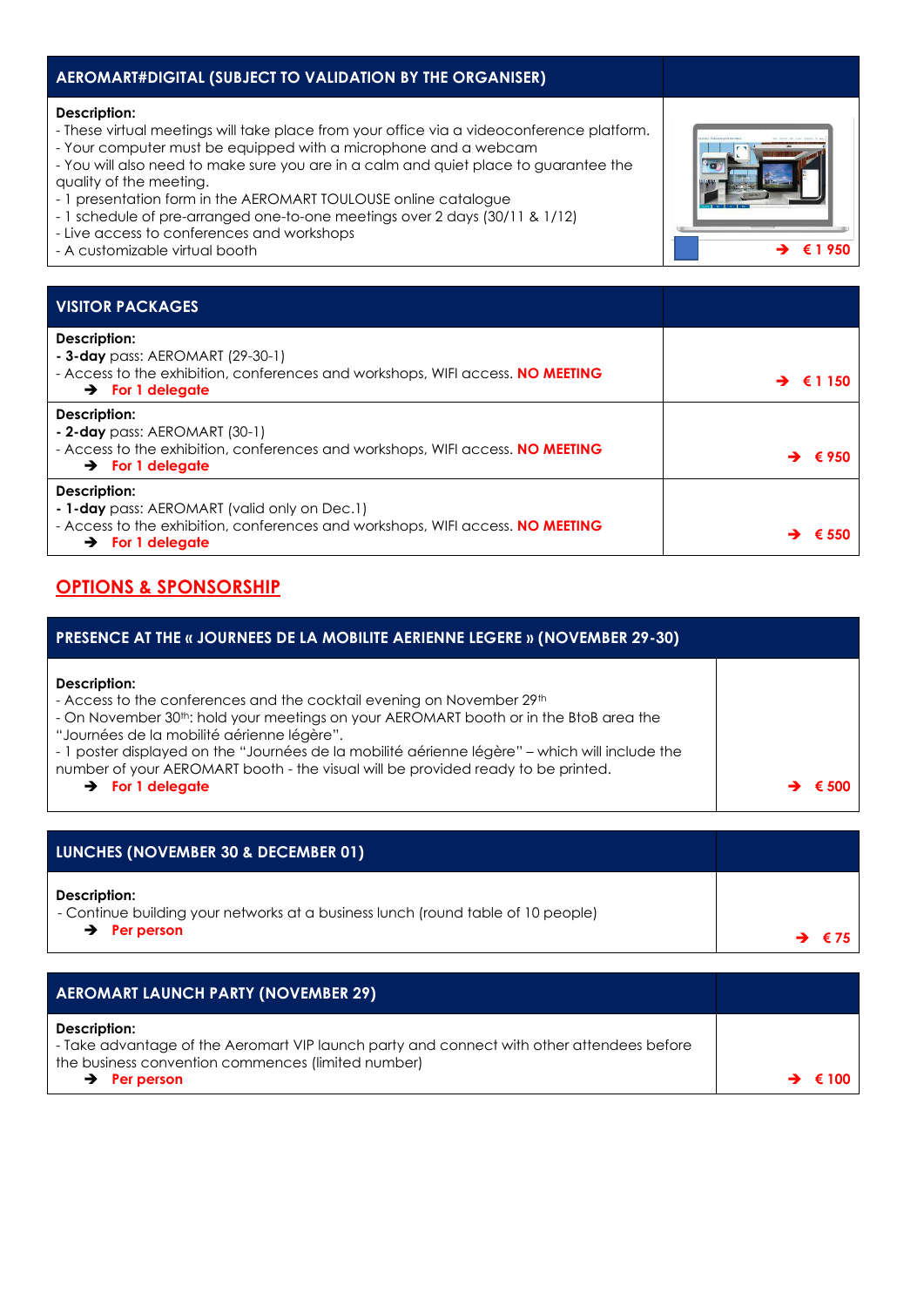| AEROMART#DIGITAL (SUBJECT TO VALIDATION BY THE ORGANISER) | |
|---|---|
| **Description:**<br>- These virtual meetings will take place from your office via a videoconference platform.<br>- Your computer must be equipped with a microphone and a webcam<br>- You will also need to make sure you are in a calm and quiet place to guarantee the quality of the meeting.<br>- 1 presentation form in the AEROMART TOULOUSE online catalogue<br>- 1 schedule of pre-arranged one-to-one meetings over 2 days (30/11 & 1/12)<br>- Live access to conferences and workshops<br>- A customizable virtual booth | ➔ **€ 1 950** |

| VISITOR PACKAGES | |
|---|---|
| **Description:**<br>**- 3-day** pass: AEROMART (29-30-1)<br>- Access to the exhibition, conferences and workshops, WIFI access. **NO MEETING**<br>➔ **For 1 delegate** | ➔ **€ 1 150** |
| **Description:**<br>**- 2-day** pass: AEROMART (30-1)<br>- Access to the exhibition, conferences and workshops, WIFI access. **NO MEETING**<br>➔ **For 1 delegate** | ➔ **€ 950** |
| **Description:**<br>**- 1-day** pass: AEROMART (valid only on Dec.1)<br>- Access to the exhibition, conferences and workshops, WIFI access. **NO MEETING**<br>➔ **For 1 delegate** | ➔ **€ 550** |

## OPTIONS & SPONSORSHIP

| PRESENCE AT THE « JOURNEES DE LA MOBILITE AERIENNE LEGERE » (NOVEMBER 29-30) | |
|---|---|
| **Description:**<br>- Access to the conferences and the cocktail evening on November 29th<br>- On November 30th: hold your meetings on your AEROMART booth or in the BtoB area the "Journées de la mobilité aérienne légère".<br>- 1 poster displayed on the "Journées de la mobilité aérienne légère" – which will include the number of your AEROMART booth - the visual will be provided ready to be printed.<br>➔ **For 1 delegate** | ➔ **€ 500** |

| LUNCHES (NOVEMBER 30 & DECEMBER 01) | |
|---|---|
| **Description:**<br>- Continue building your networks at a business lunch (round table of 10 people)<br>➔ **Per person** | ➔ **€ 75** |

| AEROMART LAUNCH PARTY (NOVEMBER 29) | |
|---|---|
| **Description:**<br>- Take advantage of the Aeromart VIP launch party and connect with other attendees before the business convention commences (limited number)<br>➔ **Per person** | ➔ **€ 100** |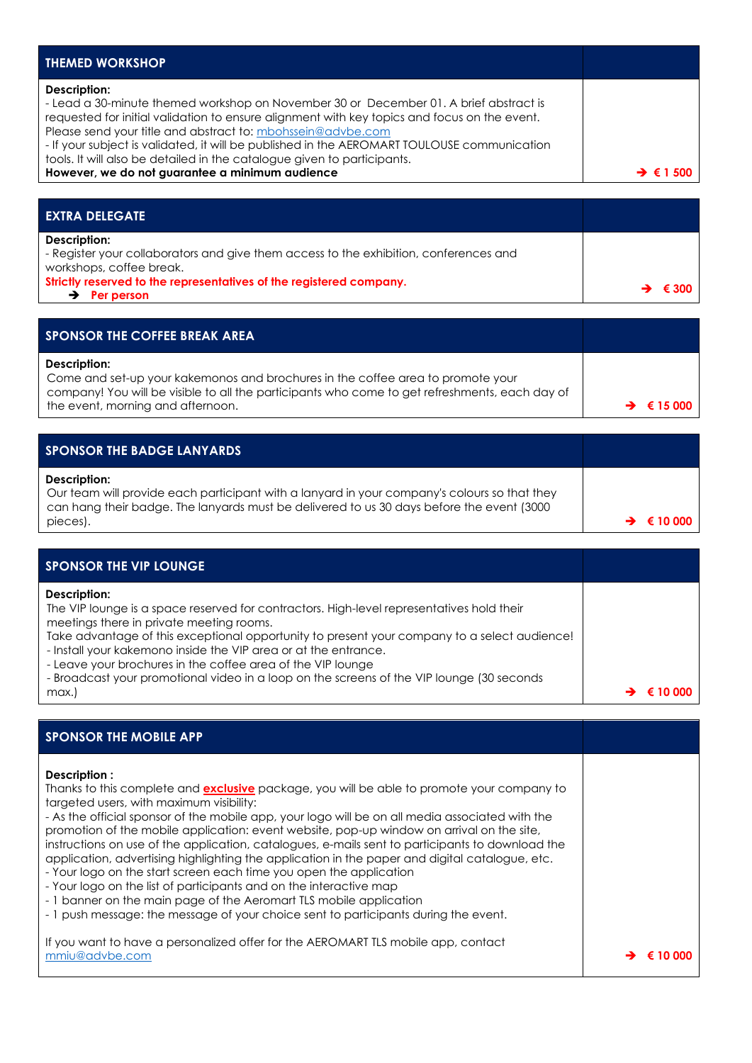| THEMED WORKSHOP | |
|---|---|
| **Description:**<br>- Lead a 30-minute themed workshop on November 30 or December 01. A brief abstract is requested for initial validation to ensure alignment with key topics and focus on the event. Please send your title and abstract to: mbohssein@advbe.com<br>- If your subject is validated, it will be published in the AEROMART TOULOUSE communication tools. It will also be detailed in the catalogue given to participants.<br>**However, we do not guarantee a minimum audience** | **➔ € 1 500** |

| EXTRA DELEGATE | |
|---|---|
| **Description:**<br>- Register your collaborators and give them access to the exhibition, conferences and workshops, coffee break.<br>**Strictly reserved to the representatives of the registered company.**<br>**➔ Per person** | **➔ € 300** |

| SPONSOR THE COFFEE BREAK AREA | |
|---|---|
| **Description:**<br>Come and set-up your kakemonos and brochures in the coffee area to promote your company! You will be visible to all the participants who come to get refreshments, each day of the event, morning and afternoon. | **➔ € 15 000** |

| SPONSOR THE BADGE LANYARDS | |
|---|---|
| **Description:**<br>Our team will provide each participant with a lanyard in your company's colours so that they can hang their badge. The lanyards must be delivered to us 30 days before the event (3000 pieces). | **➔ € 10 000** |

| SPONSOR THE VIP LOUNGE | |
|---|---|
| **Description:**<br>The VIP lounge is a space reserved for contractors. High-level representatives hold their meetings there in private meeting rooms.<br>Take advantage of this exceptional opportunity to present your company to a select audience!<br>- Install your kakemono inside the VIP area or at the entrance.<br>- Leave your brochures in the coffee area of the VIP lounge<br>- Broadcast your promotional video in a loop on the screens of the VIP lounge (30 seconds max.) | **➔ € 10 000** |

| SPONSOR THE MOBILE APP | |
|---|---|
| **Description :**<br>Thanks to this complete and **exclusive** package, you will be able to promote your company to targeted users, with maximum visibility:<br>- As the official sponsor of the mobile app, your logo will be on all media associated with the promotion of the mobile application: event website, pop-up window on arrival on the site, instructions on use of the application, catalogues, e-mails sent to participants to download the application, advertising highlighting the application in the paper and digital catalogue, etc.<br>- Your logo on the start screen each time you open the application<br>- Your logo on the list of participants and on the interactive map<br>- 1 banner on the main page of the Aeromart TLS mobile application<br>- 1 push message: the message of your choice sent to participants during the event.<br><br>If you want to have a personalized offer for the AEROMART TLS mobile app, contact mmiu@advbe.com | **➔ € 10 000** |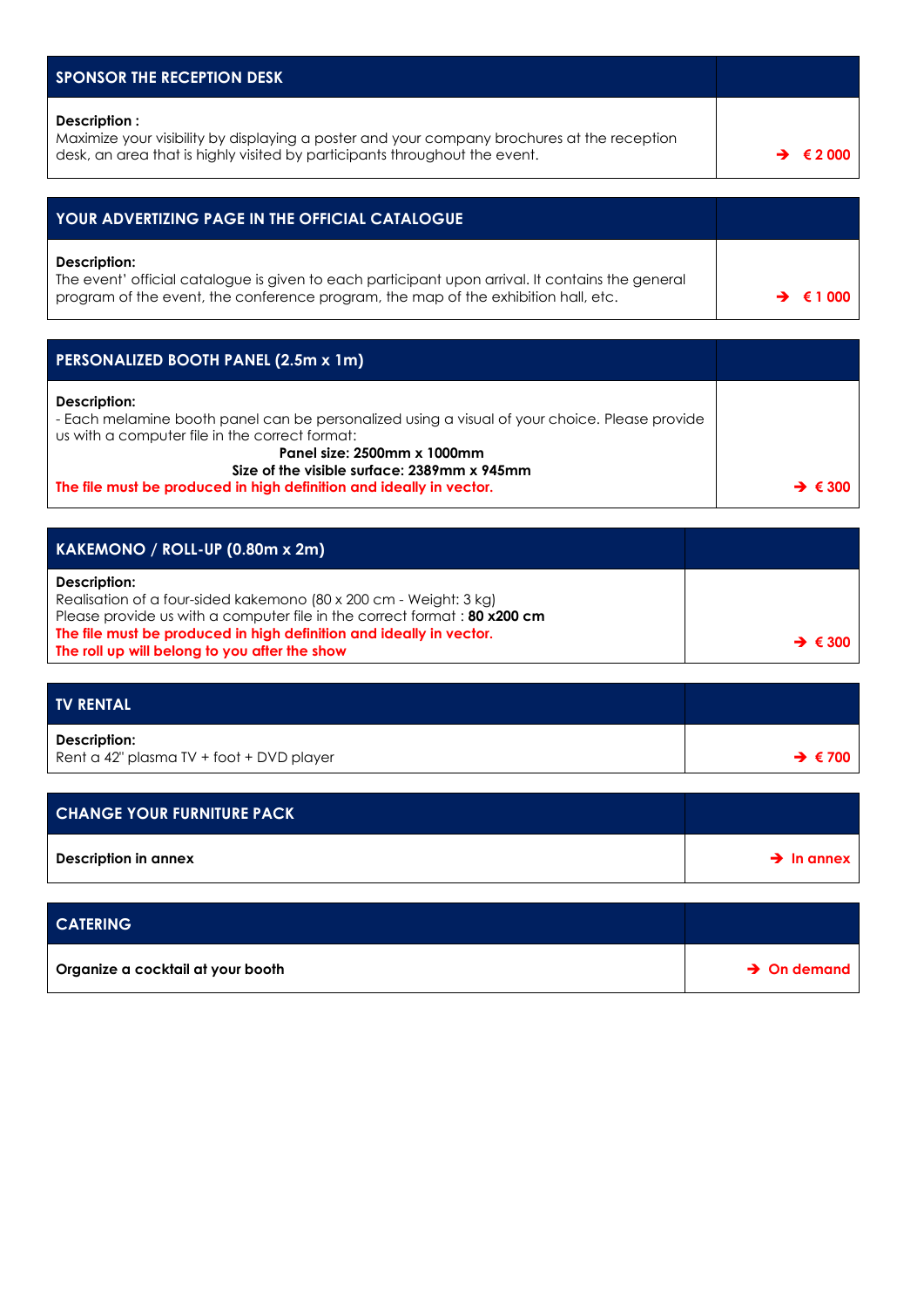| SPONSOR THE RECEPTION DESK | |
|---|---|
| **Description :**<br>Maximize your visibility by displaying a poster and your company brochures at the reception desk, an area that is highly visited by participants throughout the event. | ➔ **€ 2 000** |

| YOUR ADVERTIZING PAGE IN THE OFFICIAL CATALOGUE | |
|---|---|
| **Description:**<br>The event' official catalogue is given to each participant upon arrival. It contains the general program of the event, the conference program, the map of the exhibition hall, etc. | ➔ **€ 1 000** |

| PERSONALIZED BOOTH PANEL (2.5m x 1m) | |
|---|---|
| **Description:**<br>- Each melamine booth panel can be personalized using a visual of your choice. Please provide us with a computer file in the correct format:<br>**Panel size: 2500mm x 1000mm**<br>**Size of the visible surface: 2389mm x 945mm**<br>**The file must be produced in high definition and ideally in vector.** | ➔ **€ 300** |

| KAKEMONO / ROLL-UP (0.80m x 2m) | |
|---|---|
| **Description:**<br>Realisation of a four-sided kakemono (80 x 200 cm - Weight: 3 kg)<br>Please provide us with a computer file in the correct format : **80 x200 cm**<br>**The file must be produced in high definition and ideally in vector.**<br>**The roll up will belong to you after the show** | ➔ **€ 300** |

| TV RENTAL | |
|---|---|
| **Description:**<br>Rent a 42" plasma TV + foot + DVD player | ➔ **€ 700** |

| CHANGE YOUR FURNITURE PACK | |
|---|---|
| **Description in annex** | ➔ **In annex** |

| CATERING | |
|---|---|
| **Organize a cocktail at your booth** | ➔ **On demand** |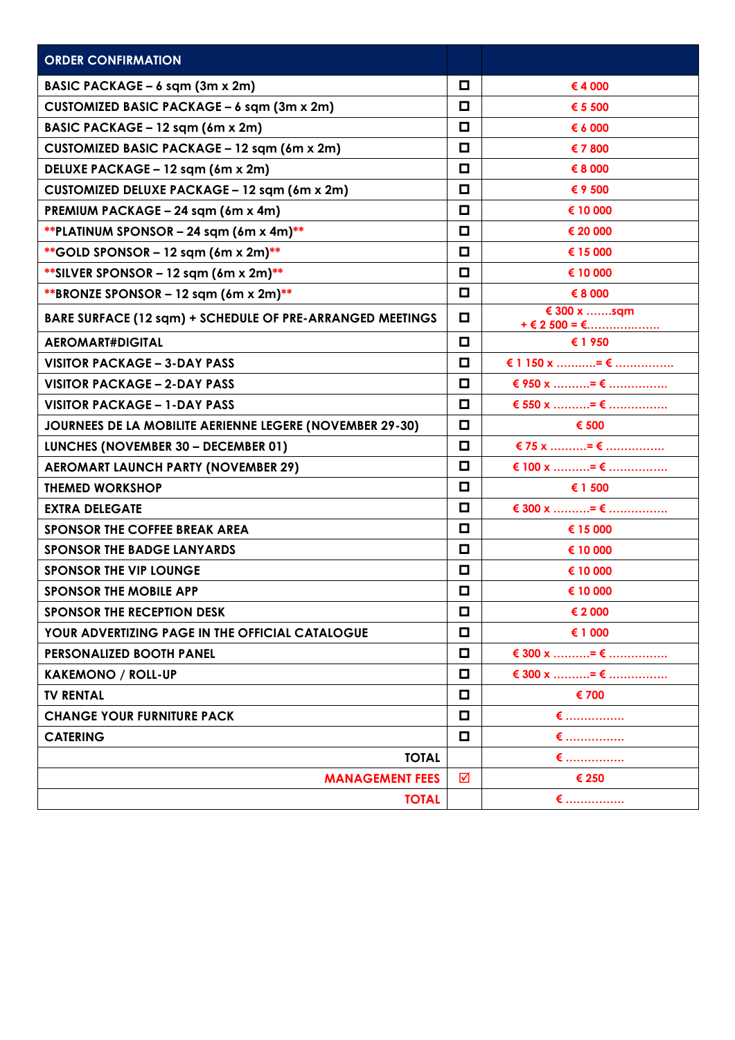| ORDER CONFIRMATION | | |
|---|---|---|
| BASIC PACKAGE – 6 sqm (3m x 2m) | ☐ | € 4 000 |
| CUSTOMIZED BASIC PACKAGE – 6 sqm (3m x 2m) | ☐ | € 5 500 |
| BASIC PACKAGE – 12 sqm (6m x 2m) | ☐ | € 6 000 |
| CUSTOMIZED BASIC PACKAGE – 12 sqm (6m x 2m) | ☐ | € 7 800 |
| DELUXE PACKAGE – 12 sqm (6m x 2m) | ☐ | € 8 000 |
| CUSTOMIZED DELUXE PACKAGE – 12 sqm (6m x 2m) | ☐ | € 9 500 |
| PREMIUM PACKAGE – 24 sqm (6m x 4m) | ☐ | € 10 000 |
| **PLATINUM SPONSOR – 24 sqm (6m x 4m)** | ☐ | € 20 000 |
| **GOLD SPONSOR – 12 sqm (6m x 2m)** | ☐ | € 15 000 |
| **SILVER SPONSOR – 12 sqm (6m x 2m)** | ☐ | € 10 000 |
| **BRONZE SPONSOR – 12 sqm (6m x 2m)** | ☐ | € 8 000 |
| BARE SURFACE (12 sqm) + SCHEDULE OF PRE-ARRANGED MEETINGS | ☐ | € 300 x .......sqm + € 2 500 = €.................... |
| AEROMART#DIGITAL | ☐ | € 1 950 |
| VISITOR PACKAGE – 3-DAY PASS | ☐ | € 1 150 x ..........= € ................ |
| VISITOR PACKAGE – 2-DAY PASS | ☐ | € 950 x ..........= € ................ |
| VISITOR PACKAGE – 1-DAY PASS | ☐ | € 550 x ..........= € ................ |
| JOURNEES DE LA MOBILITE AERIENNE LEGERE (NOVEMBER 29-30) | ☐ | € 500 |
| LUNCHES (NOVEMBER 30 – DECEMBER 01) | ☐ | € 75 x ..........= € ................ |
| AEROMART LAUNCH PARTY (NOVEMBER 29) | ☐ | € 100 x ..........= € ................ |
| THEMED WORKSHOP | ☐ | € 1 500 |
| EXTRA DELEGATE | ☐ | € 300 x ..........= € ................ |
| SPONSOR THE COFFEE BREAK AREA | ☐ | € 15 000 |
| SPONSOR THE BADGE LANYARDS | ☐ | € 10 000 |
| SPONSOR THE VIP LOUNGE | ☐ | € 10 000 |
| SPONSOR THE MOBILE APP | ☐ | € 10 000 |
| SPONSOR THE RECEPTION DESK | ☐ | € 2 000 |
| YOUR ADVERTIZING PAGE IN THE OFFICIAL CATALOGUE | ☐ | € 1 000 |
| PERSONALIZED BOOTH PANEL | ☐ | € 300 x ..........= € ................ |
| KAKEMONO / ROLL-UP | ☐ | € 300 x ..........= € ................ |
| TV RENTAL | ☐ | € 700 |
| CHANGE YOUR FURNITURE PACK | ☐ | € ................ |
| CATERING | ☐ | € ................ |
| TOTAL | | € ................ |
| MANAGEMENT FEES | ☑ | € 250 |
| TOTAL | | € ................ |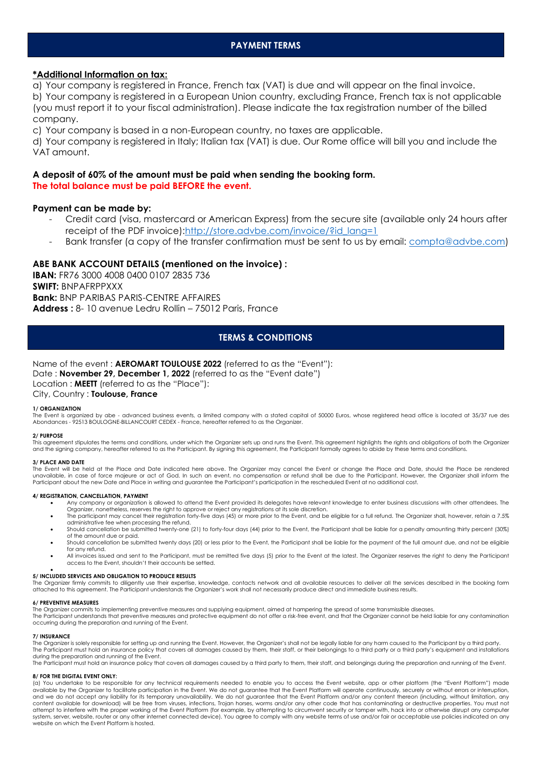## PAYMENT TERMS

**\*Additional Information on tax:**

a) Your company is registered in France, French tax (VAT) is due and will appear on the final invoice.

b) Your company is registered in a European Union country, excluding France, French tax is not applicable (you must report it to your fiscal administration). Please indicate the tax registration number of the billed company.

c) Your company is based in a non-European country, no taxes are applicable.

d) Your company is registered in Italy; Italian tax (VAT) is due. Our Rome office will bill you and include the VAT amount.

**A deposit of 60% of the amount must be paid when sending the booking form.**
**The total balance must be paid BEFORE the event.**

**Payment can be made by:**

- Credit card (visa, mastercard or American Express) from the secure site (available only 24 hours after receipt of the PDF invoice):http://store.advbe.com/invoice/?id_lang=1
- Bank transfer (a copy of the transfer confirmation must be sent to us by email: compta@advbe.com)

**ABE BANK ACCOUNT DETAILS (mentioned on the invoice) :**

**IBAN:** FR76 3000 4008 0400 0107 2835 736
**SWIFT:** BNPAFRPPXXX
**Bank:** BNP PARIBAS PARIS-CENTRE AFFAIRES
**Address :** 8- 10 avenue Ledru Rollin – 75012 Paris, France

## TERMS & CONDITIONS

Name of the event : **AEROMART TOULOUSE 2022** (referred to as the "Event"):
Date : **November 29, December 1, 2022** (referred to as the "Event date")
Location : **MEETT** (referred to as the "Place"):
City, Country : **Toulouse, France**

**1/ ORGANIZATION**

The Event is organized by abe - advanced business events, a limited company with a stated capital of 50000 Euros, whose registered head office is located at 35/37 rue des Abondances - 92513 BOULOGNE-BILLANCOURT CEDEX - France, hereafter referred to as the Organizer.

**2/ PURPOSE**

This agreement stipulates the terms and conditions, under which the Organizer sets up and runs the Event. This agreement highlights the rights and obligations of both the Organizer and the signing company, hereafter referred to as the Participant. By signing this agreement, the Participant formally agrees to abide by these terms and conditions.

**3/ PLACE AND DATE**

The Event will be held at the Place and Date indicated here above. The Organizer may cancel the Event or change the Place and Date, should the Place be rendered unavailable, in case of force majeure or act of God. In such an event, no compensation or refund shall be due to the Participant. However, the Organizer shall inform the Participant about the new Date and Place in writing and guarantee the Participant's participation in the rescheduled Event at no additional cost.

**4/ REGISTRATION, CANCELLATION, PAYMENT**

- Any company or organization is allowed to attend the Event provided its delegates have relevant knowledge to enter business discussions with other attendees. The Organizer, nonetheless, reserves the right to approve or reject any registrations at its sole discretion.
- The participant may cancel their registration forty-five days (45) or more prior to the Event, and be eligible for a full refund. The Organizer shall, however, retain a 7.5% administrative fee when processing the refund.
- Should cancellation be submitted twenty-one (21) to forty-four days (44) prior to the Event, the Participant shall be liable for a penalty amounting thirty percent (30%) of the amount due or paid.
- Should cancellation be submitted twenty days (20) or less prior to the Event, the Participant shall be liable for the payment of the full amount due, and not be eligible for any refund.
- All invoices issued and sent to the Participant, must be remitted five days (5) prior to the Event at the latest. The Organizer reserves the right to deny the Participant access to the Event, shouldn't their accounts be settled.

**5/ INCLUDED SERVICES AND OBLIGATION TO PRODUCE RESULTS**

The Organizer firmly commits to diligently use their expertise, knowledge, contacts network and all available resources to deliver all the services described in the booking form attached to this agreement. The Participant understands the Organizer's work shall not necessarily produce direct and immediate business results.

**6/ PREVENTIVE MEASURES**

The Organizer commits to implementing preventive measures and supplying equipment, aimed at hampering the spread of some transmissible diseases.
The Participant understands that preventive measures and protective equipment do not offer a risk-free event, and that the Organizer cannot be held liable for any contamination occurring during the preparation and running of the Event.

**7/ INSURANCE**

The Organizer is solely responsible for setting up and running the Event. However, the Organizer's shall not be legally liable for any harm caused to the Participant by a third party.
The Participant must hold an insurance policy that covers all damages caused by them, their staff, or their belongings to a third party or a third party's equipment and installations during the preparation and running of the Event.
The Participant must hold an insurance policy that covers all damages caused by a third party to them, their staff, and belongings during the preparation and running of the Event.

**8/ FOR THE DIGITAL EVENT ONLY:**

(a) You undertake to be responsible for any technical requirements needed to enable you to access the Event website, app or other platform (the "Event Platform") made available by the Organizer to facilitate participation in the Event. We do not guarantee that the Event Platform will operate continuously, securely or without errors or interruption, and we do not accept any liability for its temporary unavailability. We do not guarantee that the Event Platform and/or any content thereon (including, without limitation, any content available for download) will be free from viruses, infections, Trojan horses, worms and/or any other code that has contaminating or destructive properties. You must not attempt to interfere with the proper working of the Event Platform (for example, by attempting to circumvent security or tamper with, hack into or otherwise disrupt any computer system, server, website, router or any other internet connected device). You agree to comply with any website terms of use and/or fair or acceptable use policies indicated on any website on which the Event Platform is hosted.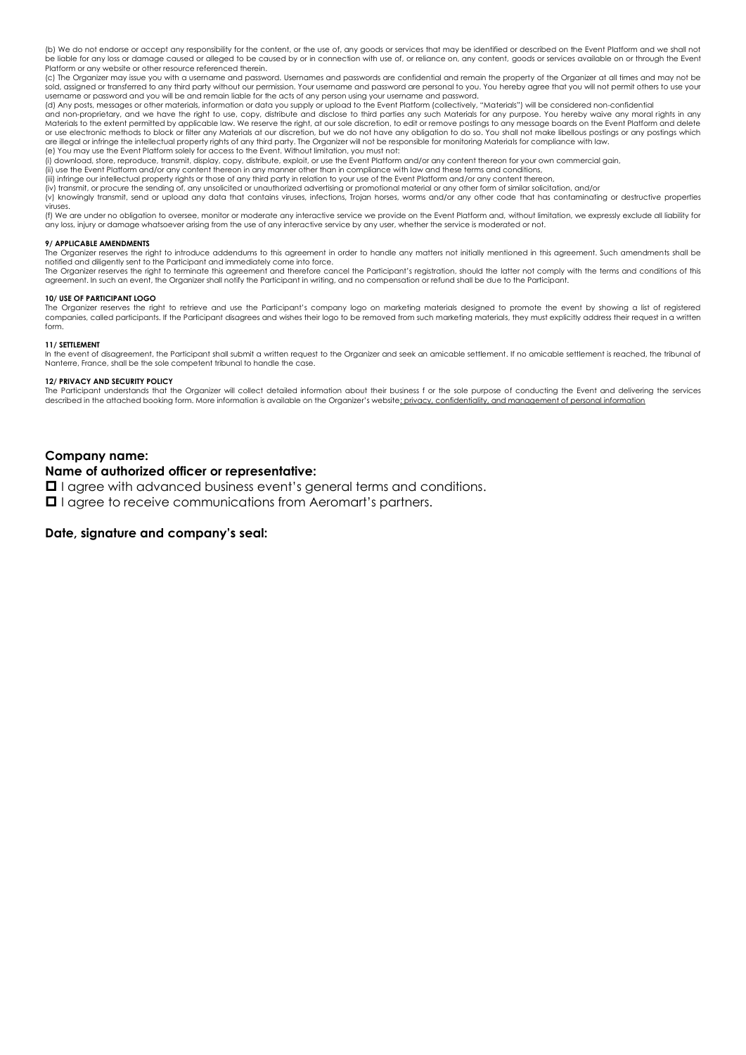(b) We do not endorse or accept any responsibility for the content, or the use of, any goods or services that may be identified or described on the Event Platform and we shall not be liable for any loss or damage caused or alleged to be caused by or in connection with use of, or reliance on, any content, goods or services available on or through the Event Platform or any website or other resource referenced therein.

(c) The Organizer may issue you with a username and password. Usernames and passwords are confidential and remain the property of the Organizer at all times and may not be sold, assigned or transferred to any third party without our permission. Your username and password are personal to you. You hereby agree that you will not permit others to use your username or password and you will be and remain liable for the acts of any person using your username and password.

(d) Any posts, messages or other materials, information or data you supply or upload to the Event Platform (collectively, "Materials") will be considered non-confidential and non-proprietary, and we have the right to use, copy, distribute and disclose to third parties any such Materials for any purpose. You hereby waive any moral rights in any Materials to the extent permitted by applicable law. We reserve the right, at our sole discretion, to edit or remove postings to any message boards on the Event Platform and delete or use electronic methods to block or filter any Materials at our discretion, but we do not have any obligation to do so. You shall not make libellous postings or any postings which are illegal or infringe the intellectual property rights of any third party. The Organizer will not be responsible for monitoring Materials for compliance with law.

(e) You may use the Event Platform solely for access to the Event. Without limitation, you must not:

(i) download, store, reproduce, transmit, display, copy, distribute, exploit, or use the Event Platform and/or any content thereon for your own commercial gain,

(ii) use the Event Platform and/or any content thereon in any manner other than in compliance with law and these terms and conditions,

(iii) infringe our intellectual property rights or those of any third party in relation to your use of the Event Platform and/or any content thereon,

(iv) transmit, or procure the sending of, any unsolicited or unauthorized advertising or promotional material or any other form of similar solicitation, and/or

(v) knowingly transmit, send or upload any data that contains viruses, infections, Trojan horses, worms and/or any other code that has contaminating or destructive properties viruses.

(f) We are under no obligation to oversee, monitor or moderate any interactive service we provide on the Event Platform and, without limitation, we expressly exclude all liability for any loss, injury or damage whatsoever arising from the use of any interactive service by any user, whether the service is moderated or not.

#### 9/ APPLICABLE AMENDMENTS

The Organizer reserves the right to introduce addendums to this agreement in order to handle any matters not initially mentioned in this agreement. Such amendments shall be notified and diligently sent to the Participant and immediately come into force.

The Organizer reserves the right to terminate this agreement and therefore cancel the Participant's registration, should the latter not comply with the terms and conditions of this agreement. In such an event, the Organizer shall notify the Participant in writing, and no compensation or refund shall be due to the Participant.

#### 10/ USE OF PARTICIPANT LOGO

The Organizer reserves the right to retrieve and use the Participant's company logo on marketing materials designed to promote the event by showing a list of registered companies, called participants. If the Participant disagrees and wishes their logo to be removed from such marketing materials, they must explicitly address their request in a written form.

#### 11/ SETTLEMENT

In the event of disagreement, the Participant shall submit a written request to the Organizer and seek an amicable settlement. If no amicable settlement is reached, the tribunal of Nanterre, France, shall be the sole competent tribunal to handle the case.

#### 12/ PRIVACY AND SECURITY POLICY

The Participant understands that the Organizer will collect detailed information about their business f or the sole purpose of conducting the Event and delivering the services described in the attached booking form. More information is available on the Organizer's website: privacy, confidentiality, and management of personal information

**Company name:**

**Name of authorized officer or representative:**

- ☐ I agree with advanced business event's general terms and conditions.
- ☐ I agree to receive communications from Aeromart's partners.

**Date, signature and company's seal:**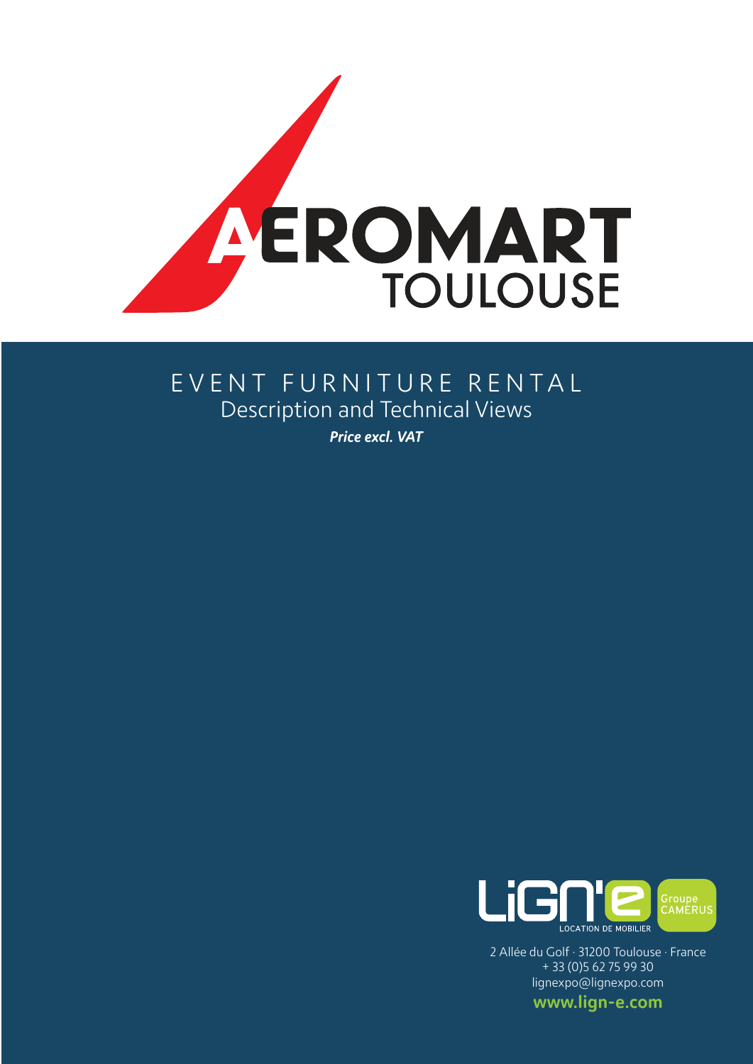# AEROMART TOULOUSE

## EVENT FURNITURE RENTAL

Description and Technical Views

***Price excl. VAT***

LiGN'e LOCATION DE MOBILIER

Groupe CAMERUS

2 Allée du Golf · 31200 Toulouse · France
+ 33 (0)5 62 75 99 30
lignexpo@lignexpo.com

**www.lign-e.com**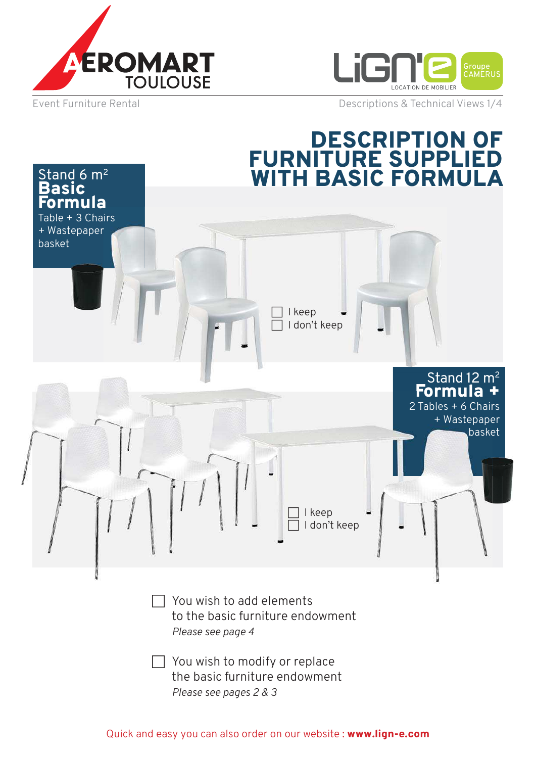# DESCRIPTION OF FURNITURE SUPPLIED WITH BASIC FORMULA

## Stand 6 m²
### Basic Formula

Table + 3 Chairs
+ Wastepaper basket

- [ ] I keep
- [ ] I don't keep

## Stand 12 m²
### Formula +

2 Tables + 6 Chairs
+ Wastepaper basket

- [ ] I keep
- [ ] I don't keep

- [ ] You wish to add elements to the basic furniture endowment
  *Please see page 4*

- [ ] You wish to modify or replace the basic furniture endowment
  *Please see pages 2 & 3*

Quick and easy you can also order on our website : **www.lign-e.com**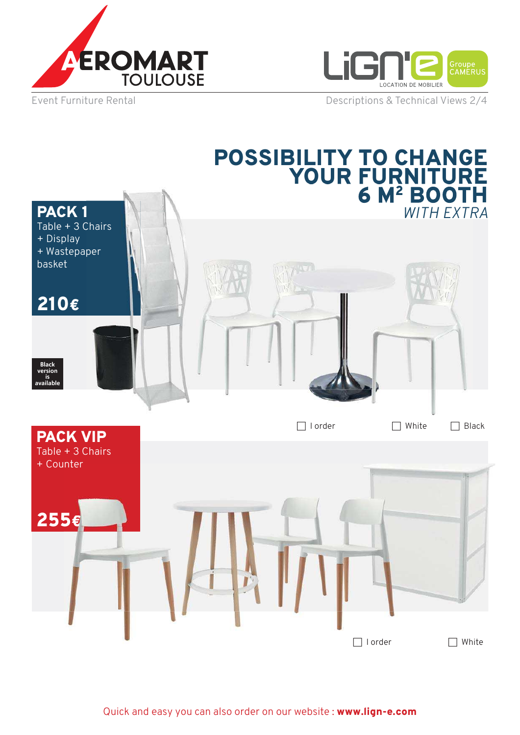# POSSIBILITY TO CHANGE YOUR FURNITURE 6 M² BOOTH

*WITH EXTRA*

## PACK 1

Table + 3 Chairs
+ Display
+ Wastepaper basket

**210€**

Black version is available

☐ I order ☐ White ☐ Black

## PACK VIP

Table + 3 Chairs
+ Counter

**255€**

☐ I order ☐ White

Quick and easy you can also order on our website : **www.lign-e.com**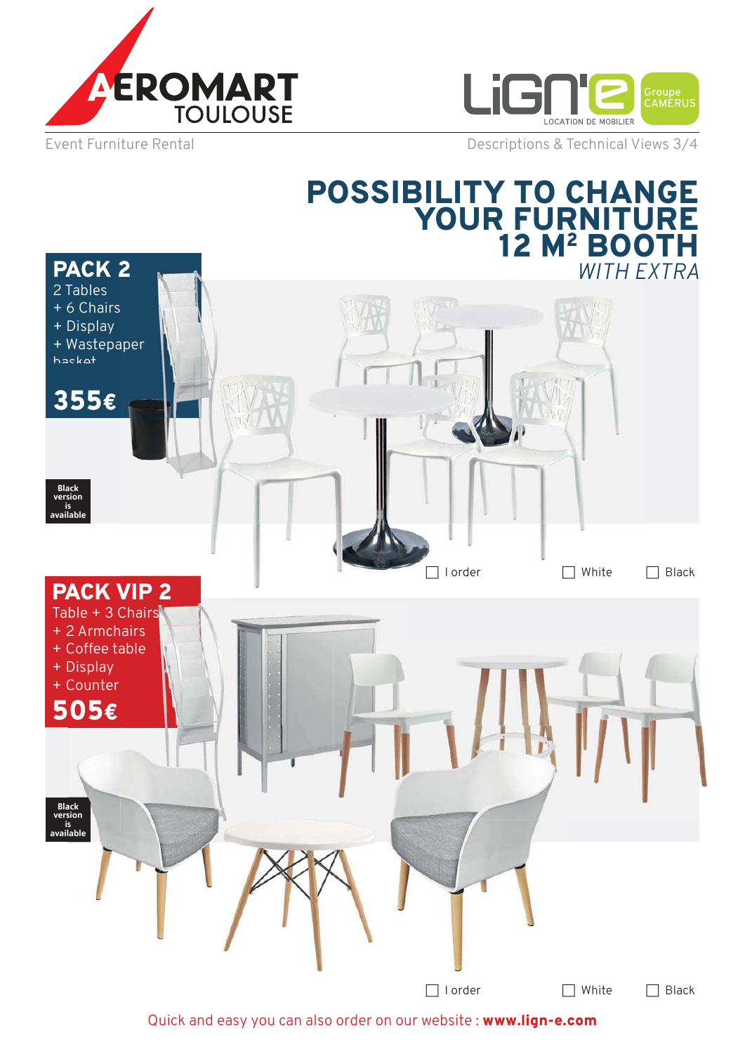# POSSIBILITY TO CHANGE YOUR FURNITURE 12 M² BOOTH

*WITH EXTRA*

## PACK 2

2 Tables
+ 6 Chairs
+ Display
+ Wastepaper basket

**355€**

Black version is available

☐ I order ☐ White ☐ Black

## PACK VIP 2

Table + 3 Chairs
+ 2 Armchairs
+ Coffee table
+ Display
+ Counter

**505€**

Black version is available

☐ I order ☐ White ☐ Black

Quick and easy you can also order on our website : **www.lign-e.com**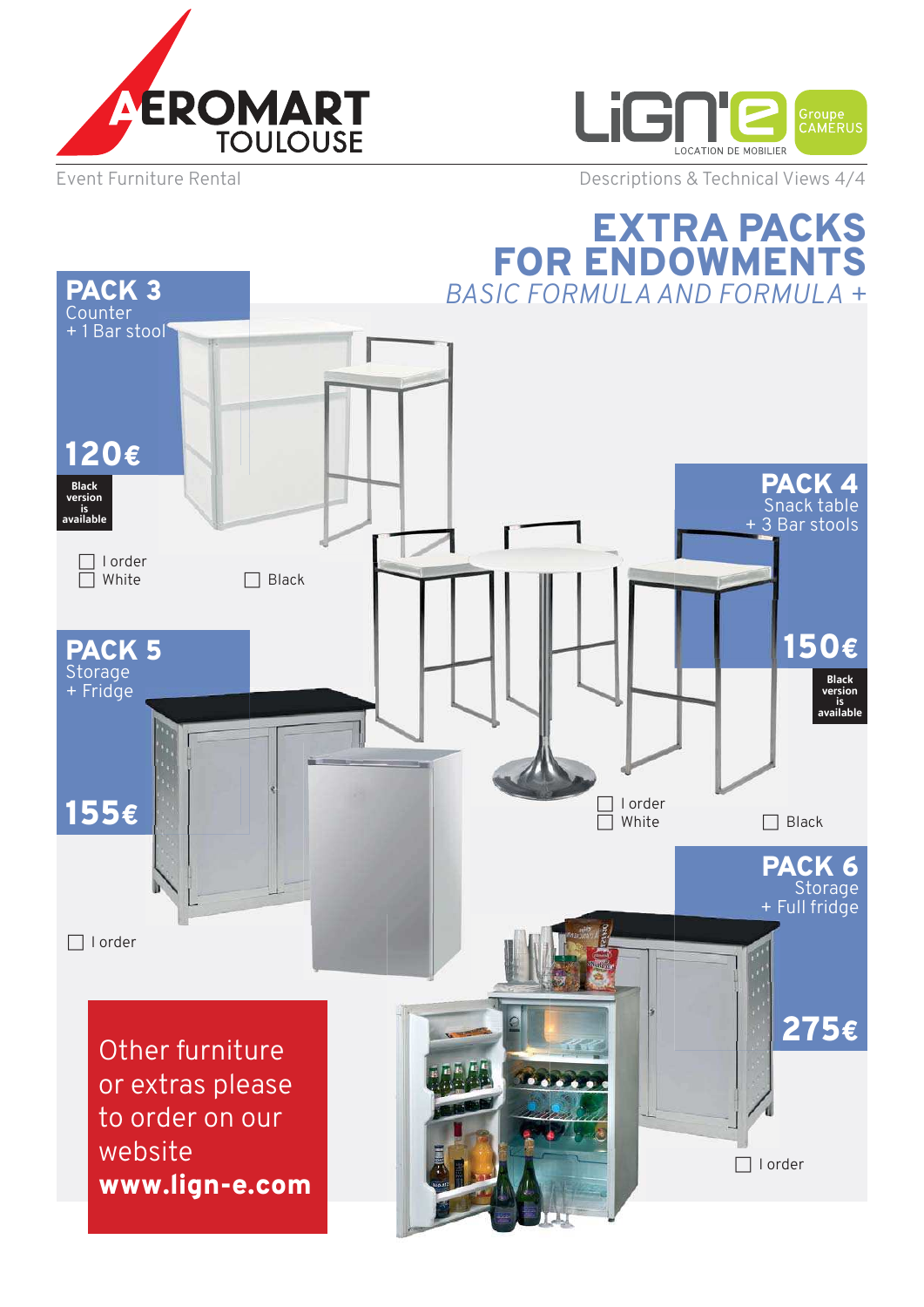AEROMART TOULOUSE

LiGN'e Groupe CAMERUS — LOCATION DE MOBILIER

Event Furniture Rental

Descriptions & Technical Views 4/4

# EXTRA PACKS FOR ENDOWMENTS

*BASIC FORMULA AND FORMULA +*

## PACK 3

Counter
+ 1 Bar stool

**120€**

**Black version is available**

☐ I order
☐ White

☐ Black

## PACK 4

Snack table
+ 3 Bar stools

**150€**

**Black version is available**

☐ I order
☐ White

☐ Black

## PACK 5

Storage
+ Fridge

**155€**

☐ I order

## PACK 6

Storage
+ Full fridge

**275€**

☐ I order

Other furniture or extras please to order on our website
**www.lign-e.com**